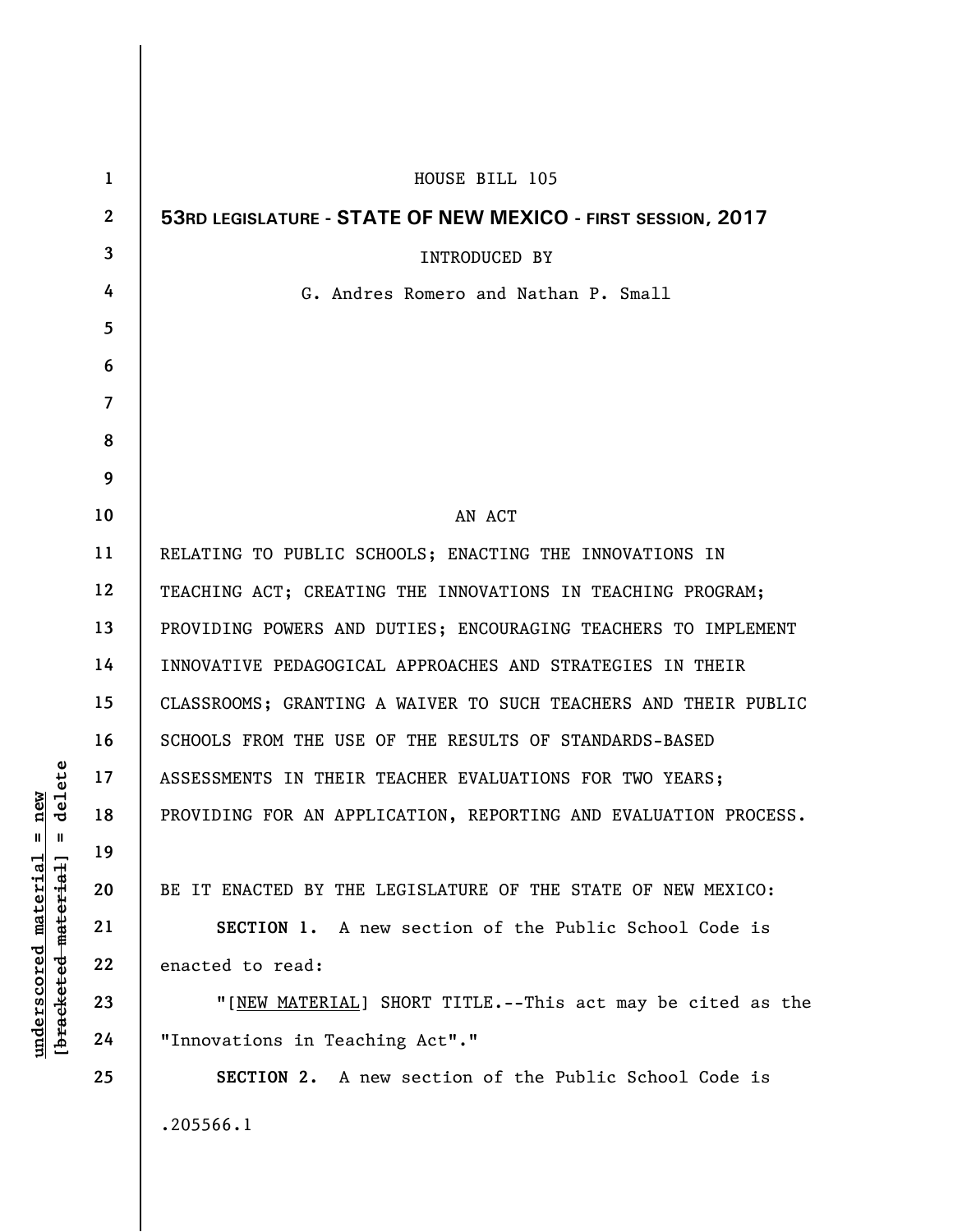HOUSE BILL 105

**53RD LEGISLATURE - STATE OF NEW MEXICO - FIRST SESSION, 2017**

INTRODUCED BY

G. Andres Romero and Nathan P. Small

AN ACT

RELATING TO PUBLIC SCHOOLS; ENACTING THE INNOVATIONS IN TEACHING ACT; CREATING THE INNOVATIONS IN TEACHING PROGRAM; PROVIDING POWERS AND DUTIES; ENCOURAGING TEACHERS TO IMPLEMENT INNOVATIVE PEDAGOGICAL APPROACHES AND STRATEGIES IN THEIR CLASSROOMS; GRANTING A WAIVER TO SUCH TEACHERS AND THEIR PUBLIC SCHOOLS FROM THE USE OF THE RESULTS OF STANDARDS-BASED ASSESSMENTS IN THEIR TEACHER EVALUATIONS FOR TWO YEARS; PROVIDING FOR AN APPLICATION, REPORTING AND EVALUATION PROCESS.

BE IT ENACTED BY THE LEGISLATURE OF THE STATE OF NEW MEXICO:

**SECTION 1.** A new section of the Public School Code is enacted to read:

"[NEW MATERIAL] SHORT TITLE.--This act may be cited as the "Innovations in Teaching Act"."

**SECTION 2.** A new section of the Public School Code is

.205566.1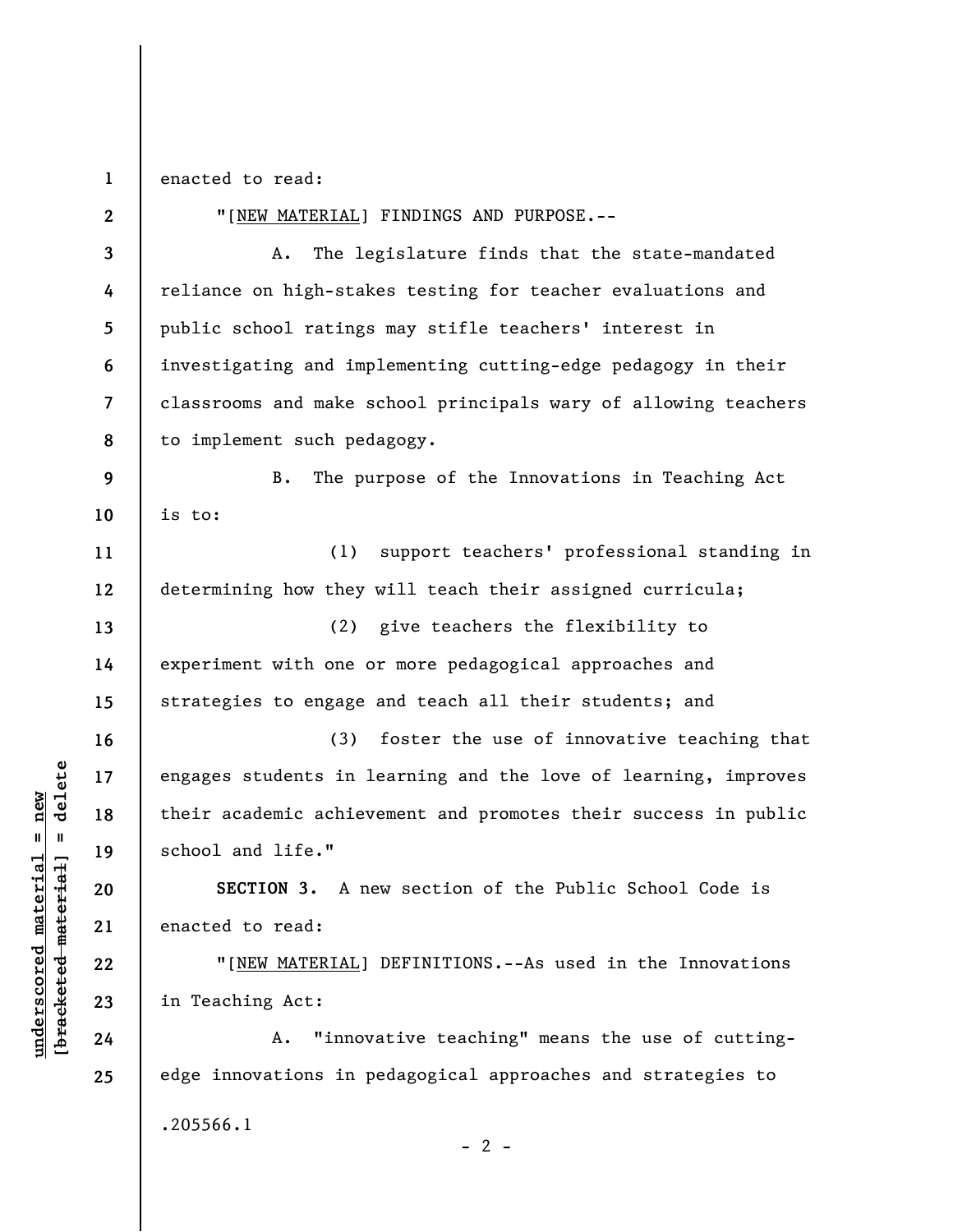enacted to read:

"[NEW MATERIAL] FINDINGS AND PURPOSE.--

A. The legislature finds that the state-mandated reliance on high-stakes testing for teacher evaluations and public school ratings may stifle teachers' interest in investigating and implementing cutting-edge pedagogy in their classrooms and make school principals wary of allowing teachers to implement such pedagogy.

B. The purpose of the Innovations in Teaching Act is to:

(1) support teachers' professional standing in determining how they will teach their assigned curricula;

(2) give teachers the flexibility to experiment with one or more pedagogical approaches and strategies to engage and teach all their students; and

(3) foster the use of innovative teaching that engages students in learning and the love of learning, improves their academic achievement and promotes their success in public school and life."

**SECTION 3.** A new section of the Public School Code is enacted to read:

"[NEW MATERIAL] DEFINITIONS.--As used in the Innovations in Teaching Act:

A. "innovative teaching" means the use of cutting-edge innovations in pedagogical approaches and strategies to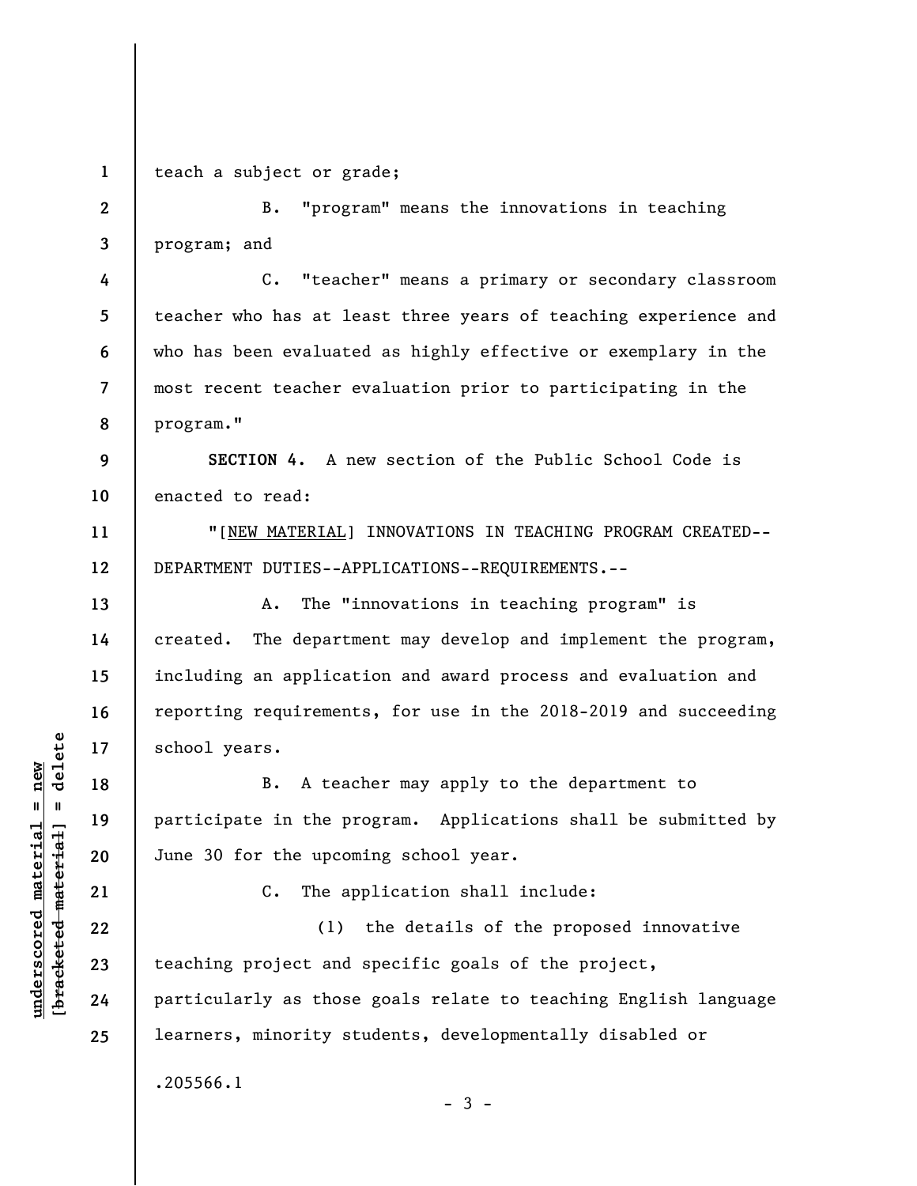teach a subject or grade;

B. "program" means the innovations in teaching program; and

C. "teacher" means a primary or secondary classroom teacher who has at least three years of teaching experience and who has been evaluated as highly effective or exemplary in the most recent teacher evaluation prior to participating in the program."

**SECTION 4.** A new section of the Public School Code is enacted to read:

"[NEW MATERIAL] INNOVATIONS IN TEACHING PROGRAM CREATED--DEPARTMENT DUTIES--APPLICATIONS--REQUIREMENTS.--

A. The "innovations in teaching program" is created. The department may develop and implement the program, including an application and award process and evaluation and reporting requirements, for use in the 2018-2019 and succeeding school years.

B. A teacher may apply to the department to participate in the program. Applications shall be submitted by June 30 for the upcoming school year.

C. The application shall include:

(1) the details of the proposed innovative teaching project and specific goals of the project, particularly as those goals relate to teaching English language learners, minority students, developmentally disabled or

.205566.1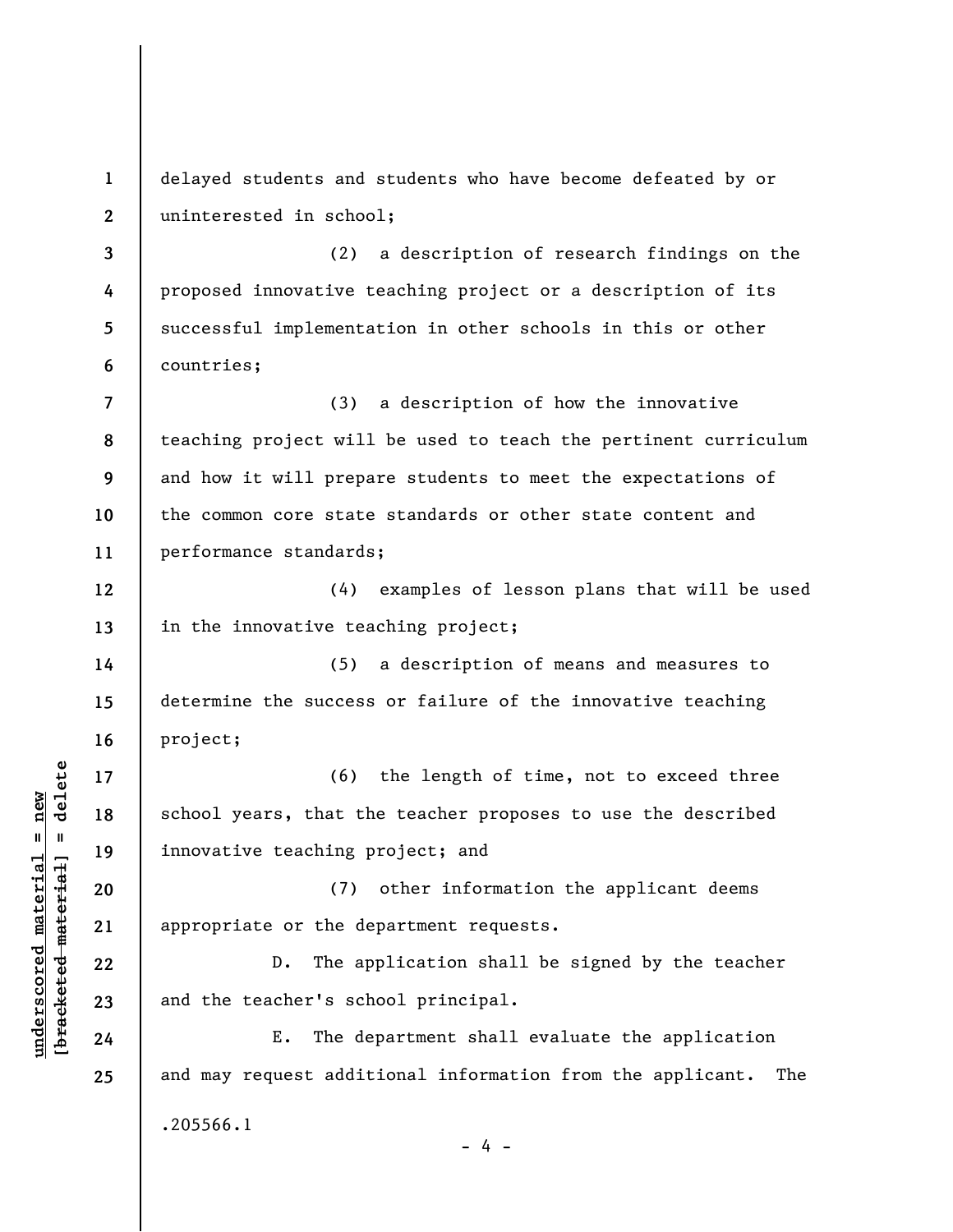delayed students and students who have become defeated by or uninterested in school;

(2) a description of research findings on the proposed innovative teaching project or a description of its successful implementation in other schools in this or other countries;

(3) a description of how the innovative teaching project will be used to teach the pertinent curriculum and how it will prepare students to meet the expectations of the common core state standards or other state content and performance standards;

(4) examples of lesson plans that will be used in the innovative teaching project;

(5) a description of means and measures to determine the success or failure of the innovative teaching project;

(6) the length of time, not to exceed three school years, that the teacher proposes to use the described innovative teaching project; and

(7) other information the applicant deems appropriate or the department requests.

D. The application shall be signed by the teacher and the teacher's school principal.

E. The department shall evaluate the application and may request additional information from the applicant. The

.205566.1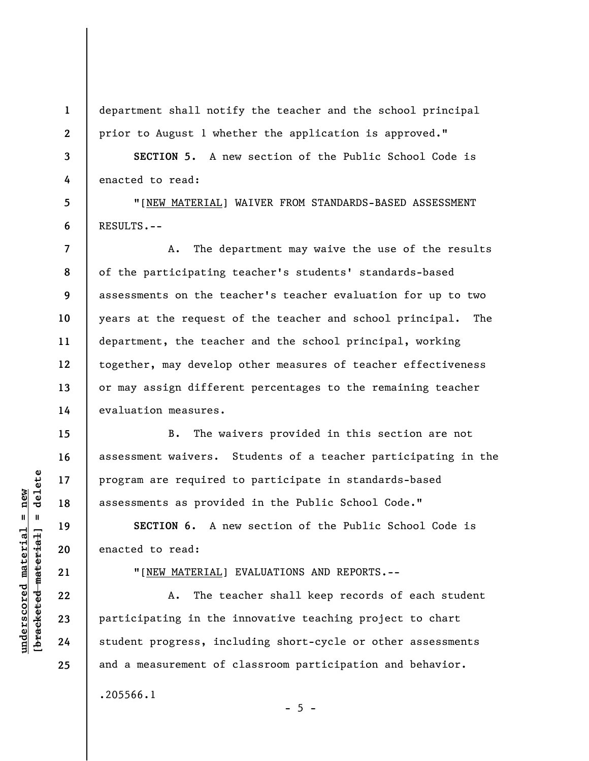department shall notify the teacher and the school principal prior to August 1 whether the application is approved."

**SECTION 5.** A new section of the Public School Code is enacted to read:

"[NEW MATERIAL] WAIVER FROM STANDARDS-BASED ASSESSMENT RESULTS.--

A. The department may waive the use of the results of the participating teacher's students' standards-based assessments on the teacher's teacher evaluation for up to two years at the request of the teacher and school principal. The department, the teacher and the school principal, working together, may develop other measures of teacher effectiveness or may assign different percentages to the remaining teacher evaluation measures.

B. The waivers provided in this section are not assessment waivers. Students of a teacher participating in the program are required to participate in standards-based assessments as provided in the Public School Code."

**SECTION 6.** A new section of the Public School Code is enacted to read:

"[NEW MATERIAL] EVALUATIONS AND REPORTS.--

A. The teacher shall keep records of each student participating in the innovative teaching project to chart student progress, including short-cycle or other assessments and a measurement of classroom participation and behavior.

.205566.1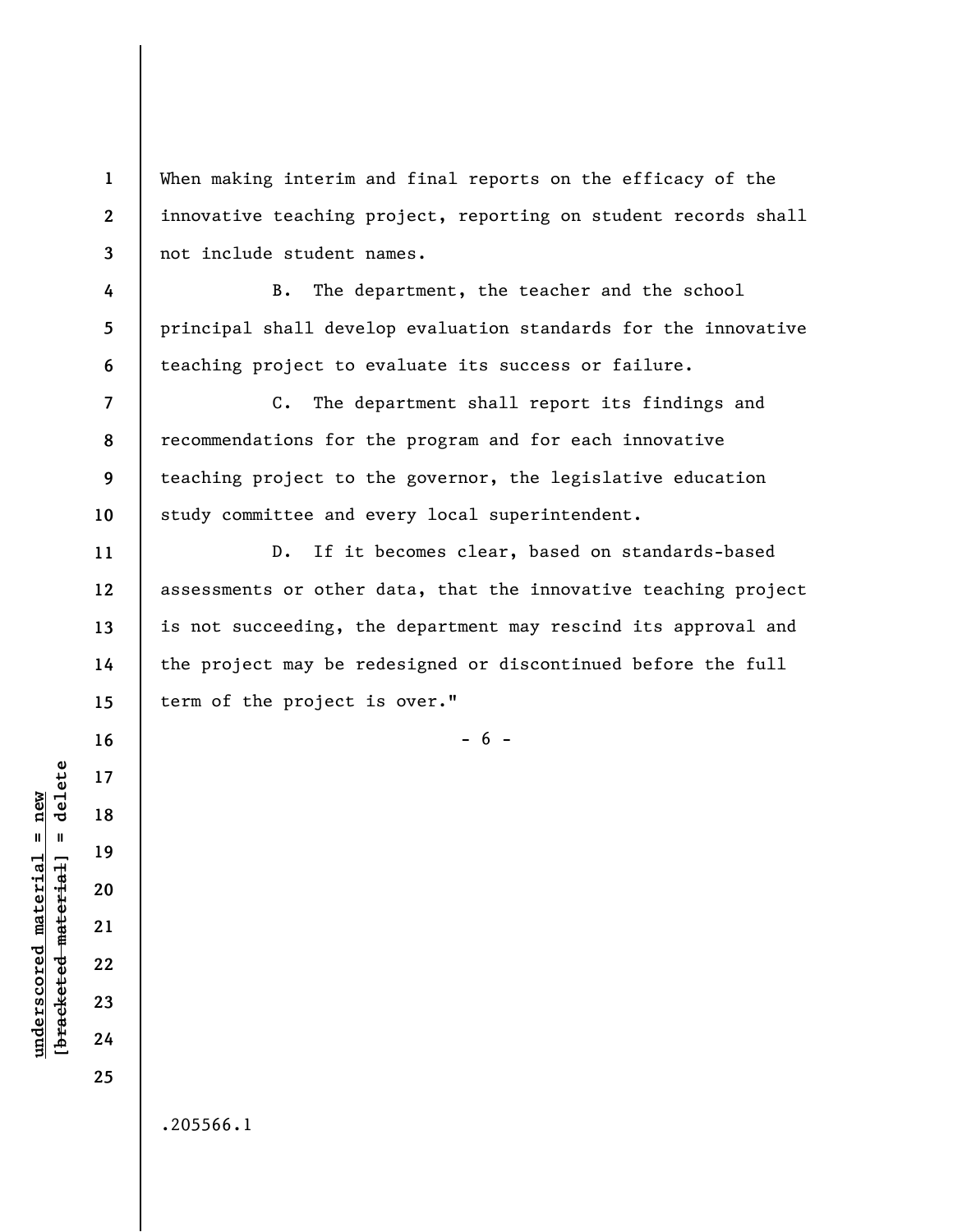When making interim and final reports on the efficacy of the innovative teaching project, reporting on student records shall not include student names.

B. The department, the teacher and the school principal shall develop evaluation standards for the innovative teaching project to evaluate its success or failure.

C. The department shall report its findings and recommendations for the program and for each innovative teaching project to the governor, the legislative education study committee and every local superintendent.

D. If it becomes clear, based on standards-based assessments or other data, that the innovative teaching project is not succeeding, the department may rescind its approval and the project may be redesigned or discontinued before the full term of the project is over."

.205566.1